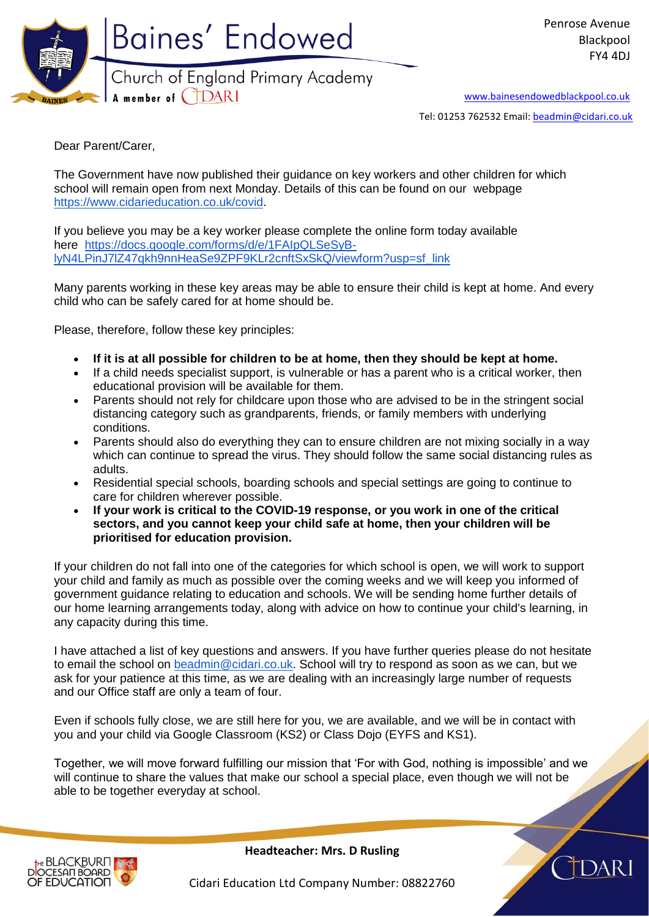# Baines' Endowed

Church of England Primary Academy

A member of CIDARI

Penrose Avenue
Blackpool
FY4 4DJ

www.bainesendowedblackpool.co.uk

Tel: 01253 762532 Email: beadmin@cidari.co.uk

Dear Parent/Carer,

The Government have now published their guidance on key workers and other children for which school will remain open from next Monday. Details of this can be found on our webpage https://www.cidarieducation.co.uk/covid.

If you believe you may be a key worker please complete the online form today available here https://docs.google.com/forms/d/e/1FAIpQLSeSyB-lyN4LPinJ7lZ47qkh9nnHeaSe9ZPF9KLr2cnftSxSkQ/viewform?usp=sf_link

Many parents working in these key areas may be able to ensure their child is kept at home. And every child who can be safely cared for at home should be.

Please, therefore, follow these key principles:

- **If it is at all possible for children to be at home, then they should be kept at home.**
- If a child needs specialist support, is vulnerable or has a parent who is a critical worker, then educational provision will be available for them.
- Parents should not rely for childcare upon those who are advised to be in the stringent social distancing category such as grandparents, friends, or family members with underlying conditions.
- Parents should also do everything they can to ensure children are not mixing socially in a way which can continue to spread the virus. They should follow the same social distancing rules as adults.
- Residential special schools, boarding schools and special settings are going to continue to care for children wherever possible.
- **If your work is critical to the COVID-19 response, or you work in one of the critical sectors, and you cannot keep your child safe at home, then your children will be prioritised for education provision.**

If your children do not fall into one of the categories for which school is open, we will work to support your child and family as much as possible over the coming weeks and we will keep you informed of government guidance relating to education and schools. We will be sending home further details of our home learning arrangements today, along with advice on how to continue your child's learning, in any capacity during this time.

I have attached a list of key questions and answers. If you have further queries please do not hesitate to email the school on beadmin@cidari.co.uk. School will try to respond as soon as we can, but we ask for your patience at this time, as we are dealing with an increasingly large number of requests and our Office staff are only a team of four.

Even if schools fully close, we are still here for you, we are available, and we will be in contact with you and your child via Google Classroom (KS2) or Class Dojo (EYFS and KS1).

Together, we will move forward fulfilling our mission that 'For with God, nothing is impossible' and we will continue to share the values that make our school a special place, even though we will not be able to be together everyday at school.

**Headteacher: Mrs. D Rusling**

Cidari Education Ltd Company Number: 08822760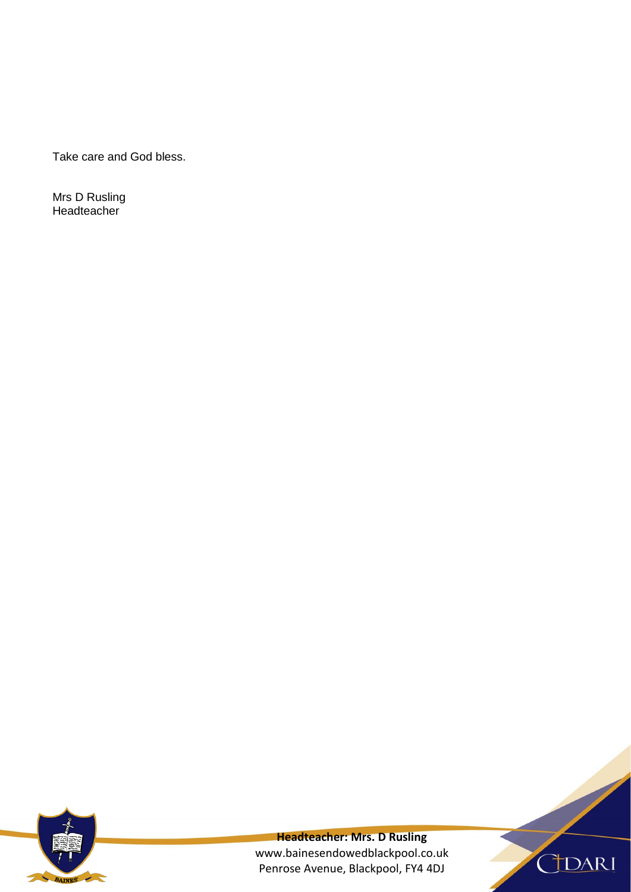Take care and God bless.

Mrs D Rusling
Headteacher